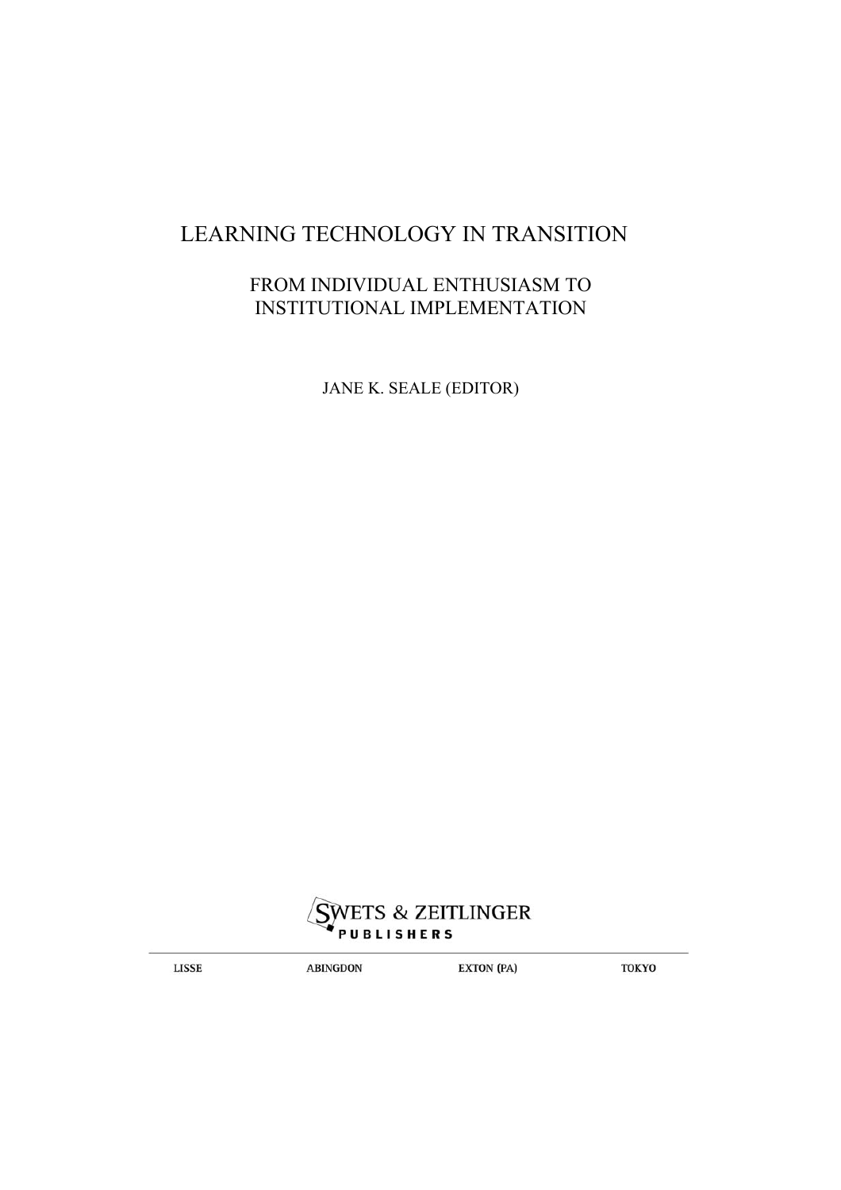# LEARNING TECHNOLOGY IN TRANSITION

## FROM INDIVIDUAL ENTHUSIASM TO INSTITUTIONAL IMPLEMENTATION

JANE K. SEALE (EDITOR)

SWETS & ZEITLINGER PUBLISHERS

LISSE ABINGDON EXTON (PA) TOKYO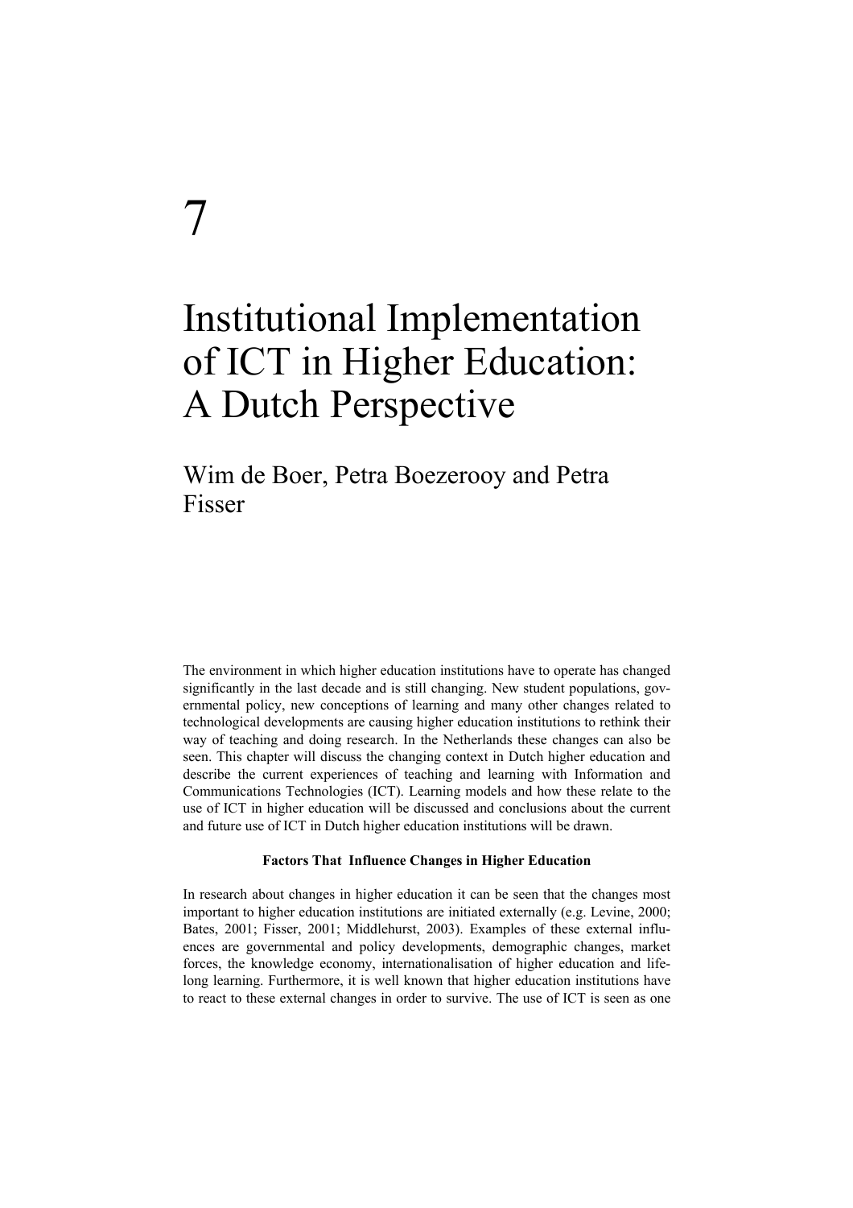# 7

# Institutional Implementation of ICT in Higher Education: A Dutch Perspective

## Wim de Boer, Petra Boezerooy and Petra Fisser

The environment in which higher education institutions have to operate has changed significantly in the last decade and is still changing. New student populations, governmental policy, new conceptions of learning and many other changes related to technological developments are causing higher education institutions to rethink their way of teaching and doing research. In the Netherlands these changes can also be seen. This chapter will discuss the changing context in Dutch higher education and describe the current experiences of teaching and learning with Information and Communications Technologies (ICT). Learning models and how these relate to the use of ICT in higher education will be discussed and conclusions about the current and future use of ICT in Dutch higher education institutions will be drawn.

### Factors That Influence Changes in Higher Education

In research about changes in higher education it can be seen that the changes most important to higher education institutions are initiated externally (e.g. Levine, 2000; Bates, 2001; Fisser, 2001; Middlehurst, 2003). Examples of these external influences are governmental and policy developments, demographic changes, market forces, the knowledge economy, internationalisation of higher education and lifelong learning. Furthermore, it is well known that higher education institutions have to react to these external changes in order to survive. The use of ICT is seen as one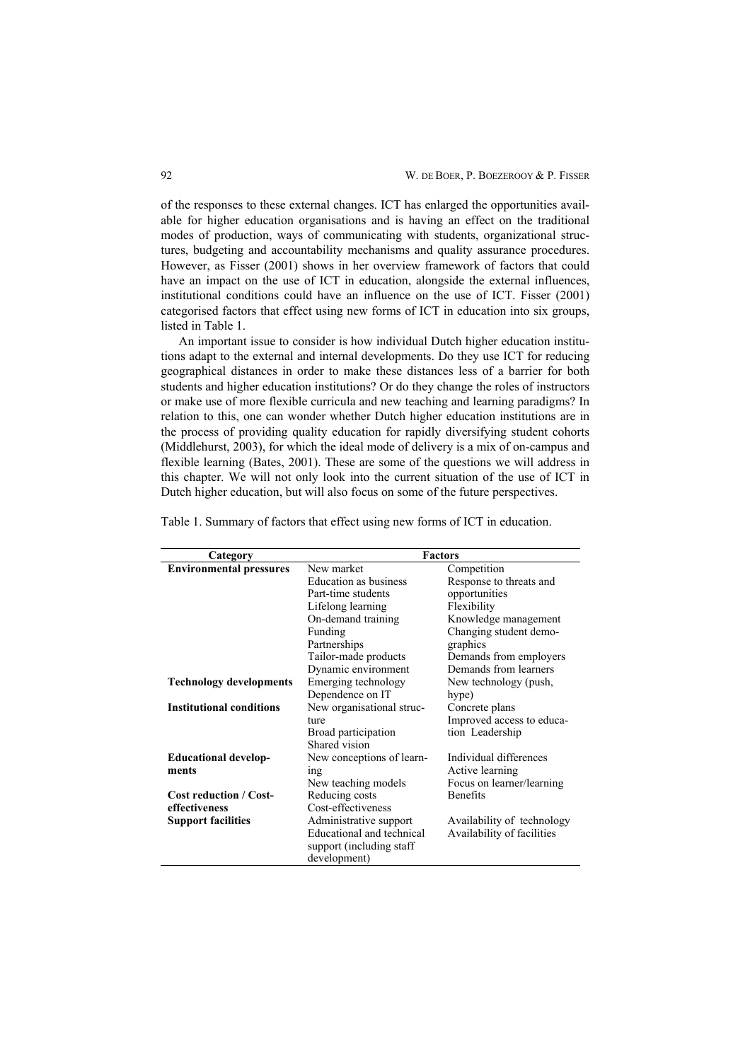of the responses to these external changes. ICT has enlarged the opportunities available for higher education organisations and is having an effect on the traditional modes of production, ways of communicating with students, organizational structures, budgeting and accountability mechanisms and quality assurance procedures. However, as Fisser (2001) shows in her overview framework of factors that could have an impact on the use of ICT in education, alongside the external influences, institutional conditions could have an influence on the use of ICT. Fisser (2001) categorised factors that effect using new forms of ICT in education into six groups, listed in Table 1.

An important issue to consider is how individual Dutch higher education institutions adapt to the external and internal developments. Do they use ICT for reducing geographical distances in order to make these distances less of a barrier for both students and higher education institutions? Or do they change the roles of instructors or make use of more flexible curricula and new teaching and learning paradigms? In relation to this, one can wonder whether Dutch higher education institutions are in the process of providing quality education for rapidly diversifying student cohorts (Middlehurst, 2003), for which the ideal mode of delivery is a mix of on-campus and flexible learning (Bates, 2001). These are some of the questions we will address in this chapter. We will not only look into the current situation of the use of ICT in Dutch higher education, but will also focus on some of the future perspectives.

Table 1. Summary of factors that effect using new forms of ICT in education.

| Category | Factors | |
|---|---|---|
| **Environmental pressures** | New market | Competition |
| | Education as business | Response to threats and opportunities |
| | Part-time students | Flexibility |
| | Lifelong learning | Knowledge management |
| | On-demand training | Changing student demographics |
| | Funding | Demands from employers |
| | Partnerships | Demands from learners |
| | Tailor-made products | |
| | Dynamic environment | |
| **Technology developments** | Emerging technology | New technology (push, hype) |
| | Dependence on IT | |
| **Institutional conditions** | New organisational structure | Concrete plans |
| | Broad participation | Improved access to education |
| | Shared vision | Leadership |
| **Educational developments** | New conceptions of learning | Individual differences |
| | New teaching models | Active learning |
| | | Focus on learner/learning |
| **Cost reduction / Cost-effectiveness** | Reducing costs | Benefits |
| | Cost-effectiveness | |
| **Support facilities** | Administrative support | Availability of technology |
| | Educational and technical support (including staff development) | Availability of facilities |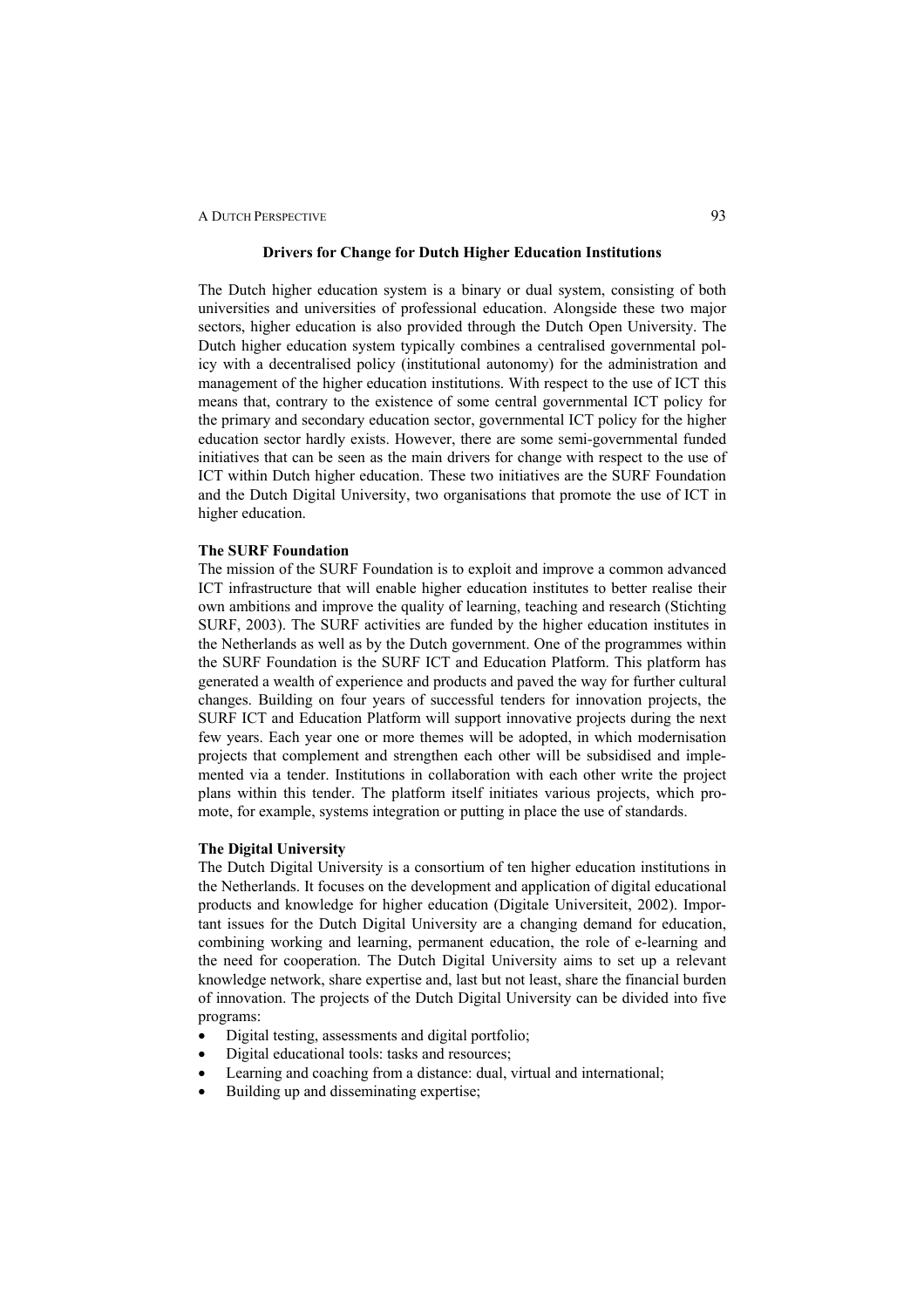## Drivers for Change for Dutch Higher Education Institutions

The Dutch higher education system is a binary or dual system, consisting of both universities and universities of professional education. Alongside these two major sectors, higher education is also provided through the Dutch Open University. The Dutch higher education system typically combines a centralised governmental policy with a decentralised policy (institutional autonomy) for the administration and management of the higher education institutions. With respect to the use of ICT this means that, contrary to the existence of some central governmental ICT policy for the primary and secondary education sector, governmental ICT policy for the higher education sector hardly exists. However, there are some semi-governmental funded initiatives that can be seen as the main drivers for change with respect to the use of ICT within Dutch higher education. These two initiatives are the SURF Foundation and the Dutch Digital University, two organisations that promote the use of ICT in higher education.

### The SURF Foundation

The mission of the SURF Foundation is to exploit and improve a common advanced ICT infrastructure that will enable higher education institutes to better realise their own ambitions and improve the quality of learning, teaching and research (Stichting SURF, 2003). The SURF activities are funded by the higher education institutes in the Netherlands as well as by the Dutch government. One of the programmes within the SURF Foundation is the SURF ICT and Education Platform. This platform has generated a wealth of experience and products and paved the way for further cultural changes. Building on four years of successful tenders for innovation projects, the SURF ICT and Education Platform will support innovative projects during the next few years. Each year one or more themes will be adopted, in which modernisation projects that complement and strengthen each other will be subsidised and implemented via a tender. Institutions in collaboration with each other write the project plans within this tender. The platform itself initiates various projects, which promote, for example, systems integration or putting in place the use of standards.

### The Digital University

The Dutch Digital University is a consortium of ten higher education institutions in the Netherlands. It focuses on the development and application of digital educational products and knowledge for higher education (Digitale Universiteit, 2002). Important issues for the Dutch Digital University are a changing demand for education, combining working and learning, permanent education, the role of e-learning and the need for cooperation. The Dutch Digital University aims to set up a relevant knowledge network, share expertise and, last but not least, share the financial burden of innovation. The projects of the Dutch Digital University can be divided into five programs:

- Digital testing, assessments and digital portfolio;
- Digital educational tools: tasks and resources;
- Learning and coaching from a distance: dual, virtual and international;
- Building up and disseminating expertise;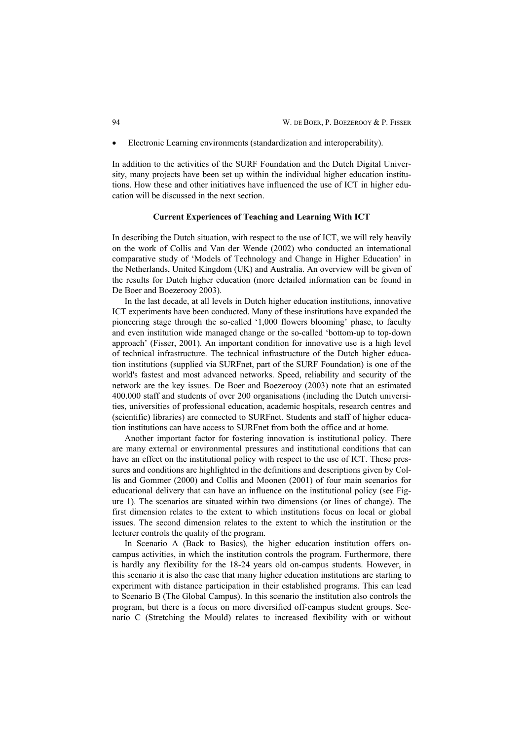- Electronic Learning environments (standardization and interoperability).

In addition to the activities of the SURF Foundation and the Dutch Digital University, many projects have been set up within the individual higher education institutions. How these and other initiatives have influenced the use of ICT in higher education will be discussed in the next section.

### Current Experiences of Teaching and Learning With ICT

In describing the Dutch situation, with respect to the use of ICT, we will rely heavily on the work of Collis and Van der Wende (2002) who conducted an international comparative study of 'Models of Technology and Change in Higher Education' in the Netherlands, United Kingdom (UK) and Australia. An overview will be given of the results for Dutch higher education (more detailed information can be found in De Boer and Boezerooy 2003).

In the last decade, at all levels in Dutch higher education institutions, innovative ICT experiments have been conducted. Many of these institutions have expanded the pioneering stage through the so-called '1,000 flowers blooming' phase, to faculty and even institution wide managed change or the so-called 'bottom-up to top-down approach' (Fisser, 2001). An important condition for innovative use is a high level of technical infrastructure. The technical infrastructure of the Dutch higher education institutions (supplied via SURFnet, part of the SURF Foundation) is one of the world's fastest and most advanced networks. Speed, reliability and security of the network are the key issues. De Boer and Boezerooy (2003) note that an estimated 400.000 staff and students of over 200 organisations (including the Dutch universities, universities of professional education, academic hospitals, research centres and (scientific) libraries) are connected to SURFnet. Students and staff of higher education institutions can have access to SURFnet from both the office and at home.

Another important factor for fostering innovation is institutional policy. There are many external or environmental pressures and institutional conditions that can have an effect on the institutional policy with respect to the use of ICT. These pressures and conditions are highlighted in the definitions and descriptions given by Collis and Gommer (2000) and Collis and Moonen (2001) of four main scenarios for educational delivery that can have an influence on the institutional policy (see Figure 1). The scenarios are situated within two dimensions (or lines of change). The first dimension relates to the extent to which institutions focus on local or global issues. The second dimension relates to the extent to which the institution or the lecturer controls the quality of the program.

In Scenario A (*Back to Basics*)*,* the higher education institution offers on-campus activities, in which the institution controls the program. Furthermore, there is hardly any flexibility for the 18-24 years old on-campus students. However, in this scenario it is also the case that many higher education institutions are starting to experiment with distance participation in their established programs. This can lead to Scenario B (The Global Campus). In this scenario the institution also controls the program, but there is a focus on more diversified off-campus student groups. Scenario C (Stretching the Mould) relates to increased flexibility with or without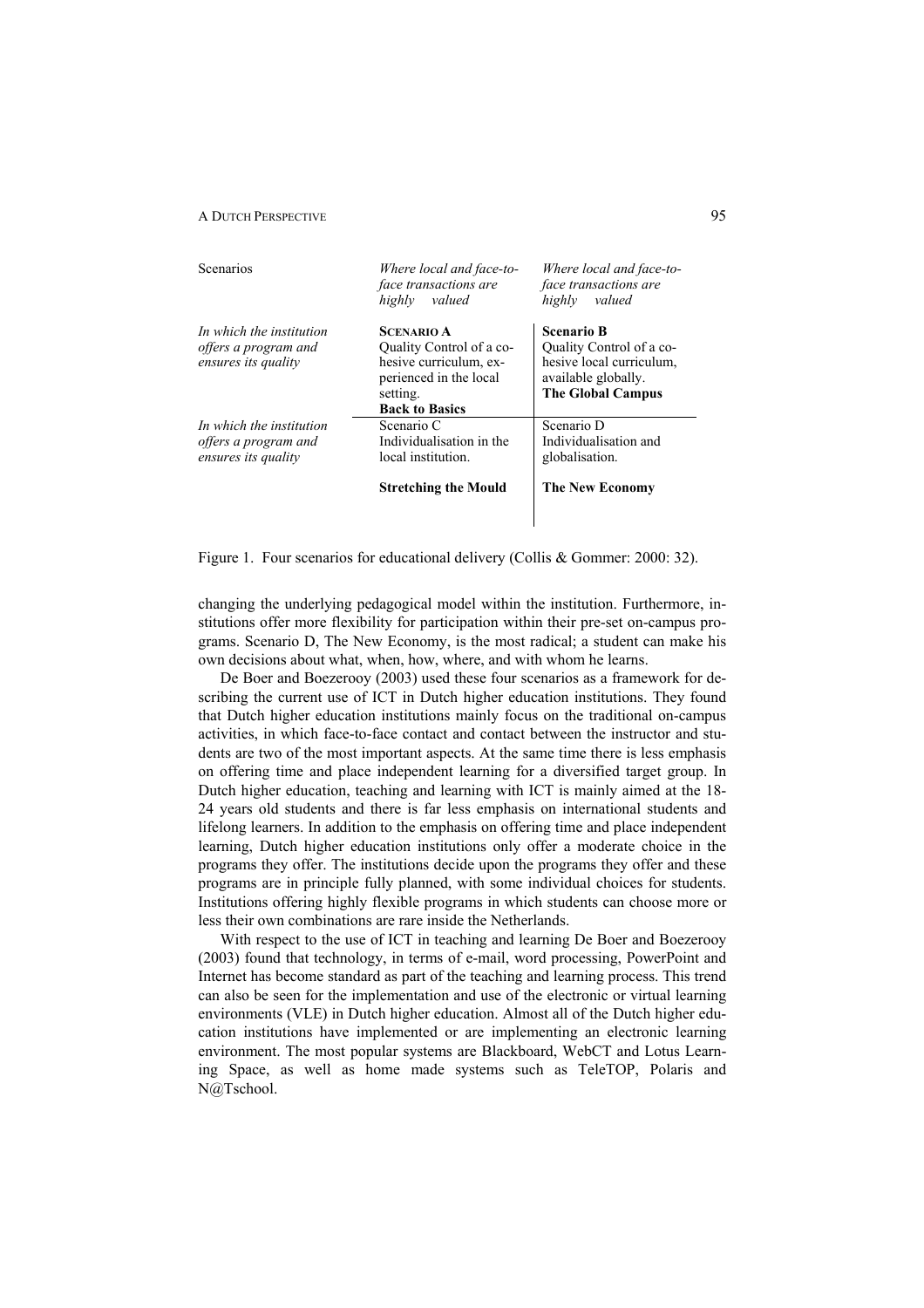| Scenarios | *Where local and face-to-face transactions are highly valued* | *Where local and face-to-face transactions are highly valued* |
|---|---|---|
| *In which the institution offers a program and ensures its quality* | **SCENARIO A** Quality Control of a cohesive curriculum, experienced in the local setting. **Back to Basics** | **Scenario B** Quality Control of a cohesive local curriculum, available globally. **The Global Campus** |
| *In which the institution offers a program and ensures its quality* | Scenario C Individualisation in the local institution. **Stretching the Mould** | Scenario D Individualisation and globalisation. **The New Economy** |

Figure 1. Four scenarios for educational delivery (Collis & Gommer: 2000: 32).

changing the underlying pedagogical model within the institution. Furthermore, institutions offer more flexibility for participation within their pre-set on-campus programs. Scenario D, The New Economy, is the most radical; a student can make his own decisions about what, when, how, where, and with whom he learns.

De Boer and Boezerooy (2003) used these four scenarios as a framework for describing the current use of ICT in Dutch higher education institutions. They found that Dutch higher education institutions mainly focus on the traditional on-campus activities, in which face-to-face contact and contact between the instructor and students are two of the most important aspects. At the same time there is less emphasis on offering time and place independent learning for a diversified target group. In Dutch higher education, teaching and learning with ICT is mainly aimed at the 18-24 years old students and there is far less emphasis on international students and lifelong learners. In addition to the emphasis on offering time and place independent learning, Dutch higher education institutions only offer a moderate choice in the programs they offer. The institutions decide upon the programs they offer and these programs are in principle fully planned, with some individual choices for students. Institutions offering highly flexible programs in which students can choose more or less their own combinations are rare inside the Netherlands.

With respect to the use of ICT in teaching and learning De Boer and Boezerooy (2003) found that technology, in terms of e-mail, word processing, PowerPoint and Internet has become standard as part of the teaching and learning process. This trend can also be seen for the implementation and use of the electronic or virtual learning environments (VLE) in Dutch higher education. Almost all of the Dutch higher education institutions have implemented or are implementing an electronic learning environment. The most popular systems are Blackboard, WebCT and Lotus Learning Space, as well as home made systems such as TeleTOP, Polaris and N@Tschool.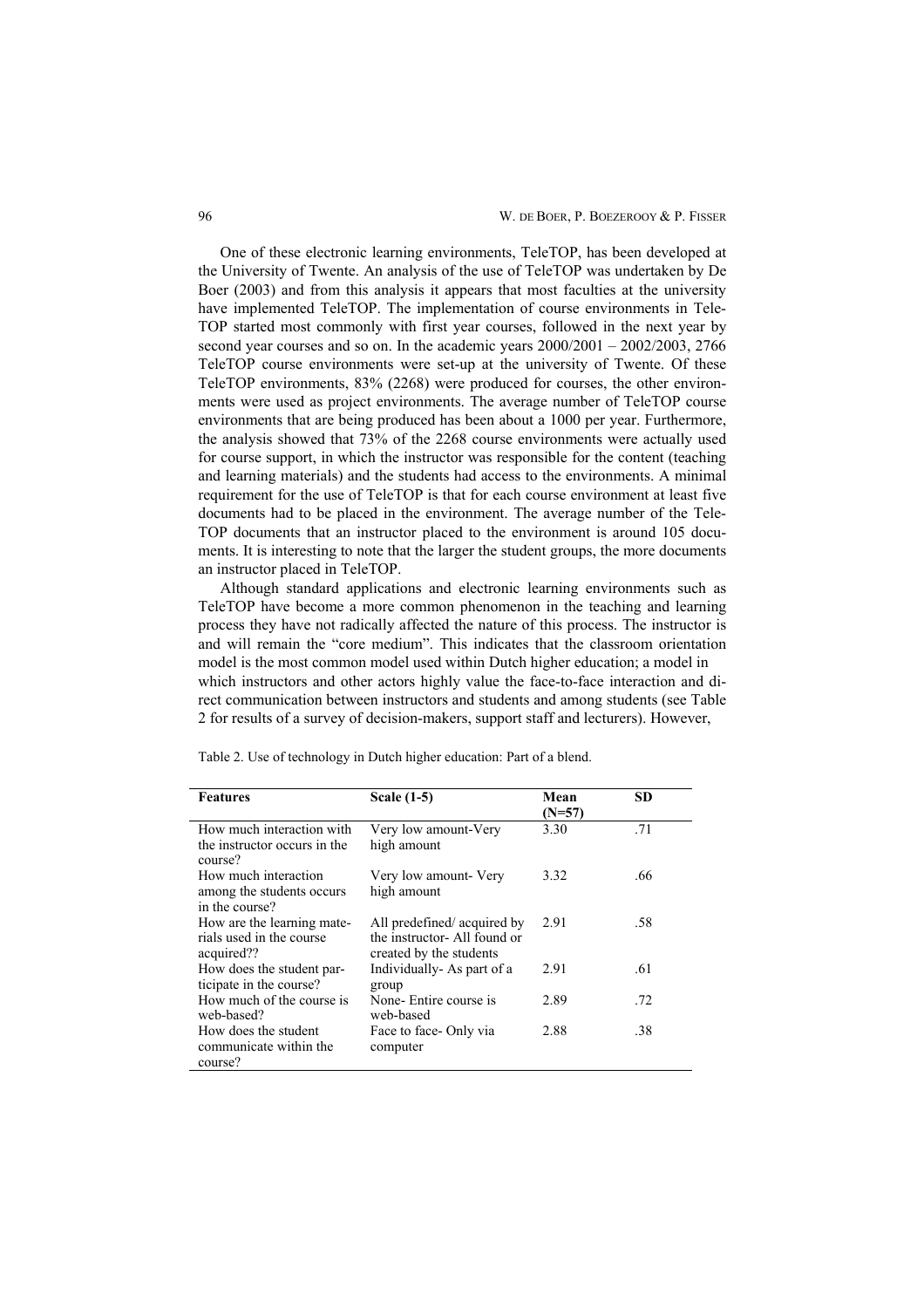One of these electronic learning environments, TeleTOP, has been developed at the University of Twente. An analysis of the use of TeleTOP was undertaken by De Boer (2003) and from this analysis it appears that most faculties at the university have implemented TeleTOP. The implementation of course environments in TeleTOP started most commonly with first year courses, followed in the next year by second year courses and so on. In the academic years 2000/2001 – 2002/2003, 2766 TeleTOP course environments were set-up at the university of Twente. Of these TeleTOP environments, 83% (2268) were produced for courses, the other environments were used as project environments. The average number of TeleTOP course environments that are being produced has been about a 1000 per year. Furthermore, the analysis showed that 73% of the 2268 course environments were actually used for course support, in which the instructor was responsible for the content (teaching and learning materials) and the students had access to the environments. A minimal requirement for the use of TeleTOP is that for each course environment at least five documents had to be placed in the environment. The average number of the TeleTOP documents that an instructor placed to the environment is around 105 documents. It is interesting to note that the larger the student groups, the more documents an instructor placed in TeleTOP.

Although standard applications and electronic learning environments such as TeleTOP have become a more common phenomenon in the teaching and learning process they have not radically affected the nature of this process. The instructor is and will remain the "core medium". This indicates that the classroom orientation model is the most common model used within Dutch higher education; a model in which instructors and other actors highly value the face-to-face interaction and direct communication between instructors and students and among students (see Table 2 for results of a survey of decision-makers, support staff and lecturers). However,

Table 2. Use of technology in Dutch higher education: Part of a blend.

| Features | Scale (1-5) | Mean (N=57) | SD |
|---|---|---|---|
| How much interaction with the instructor occurs in the course? | Very low amount-Very high amount | 3.30 | .71 |
| How much interaction among the students occurs in the course? | Very low amount- Very high amount | 3.32 | .66 |
| How are the learning materials used in the course acquired?? | All predefined/ acquired by the instructor- All found or created by the students | 2.91 | .58 |
| How does the student participate in the course? | Individually- As part of a group | 2.91 | .61 |
| How much of the course is web-based? | None- Entire course is web-based | 2.89 | .72 |
| How does the student communicate within the course? | Face to face- Only via computer | 2.88 | .38 |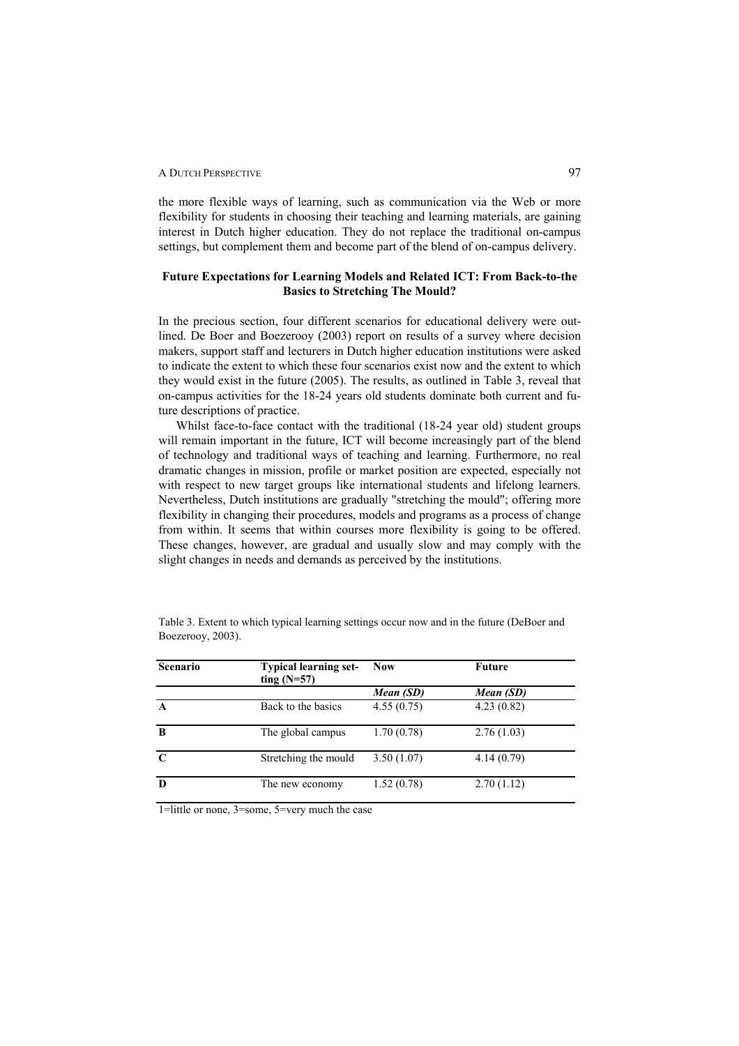the more flexible ways of learning, such as communication via the Web or more flexibility for students in choosing their teaching and learning materials, are gaining interest in Dutch higher education. They do not replace the traditional on-campus settings, but complement them and become part of the blend of on-campus delivery.

### Future Expectations for Learning Models and Related ICT: From Back-to-the Basics to Stretching The Mould?

In the precious section, four different scenarios for educational delivery were outlined. De Boer and Boezerooy (2003) report on results of a survey where decision makers, support staff and lecturers in Dutch higher education institutions were asked to indicate the extent to which these four scenarios exist now and the extent to which they would exist in the future (2005). The results, as outlined in Table 3, reveal that on-campus activities for the 18-24 years old students dominate both current and future descriptions of practice.

Whilst face-to-face contact with the traditional (18-24 year old) student groups will remain important in the future, ICT will become increasingly part of the blend of technology and traditional ways of teaching and learning. Furthermore, no real dramatic changes in mission, profile or market position are expected, especially not with respect to new target groups like international students and lifelong learners. Nevertheless, Dutch institutions are gradually "stretching the mould"; offering more flexibility in changing their procedures, models and programs as a process of change from within. It seems that within courses more flexibility is going to be offered. These changes, however, are gradual and usually slow and may comply with the slight changes in needs and demands as perceived by the institutions.

Table 3. Extent to which typical learning settings occur now and in the future (DeBoer and Boezerooy, 2003).

| Scenario | Typical learning setting (N=57) | Now | Future |
|---|---|---|---|
| | | *Mean (SD)* | *Mean (SD)* |
| **A** | Back to the basics | 4.55 (0.75) | 4.23 (0.82) |
| **B** | The global campus | 1.70 (0.78) | 2.76 (1.03) |
| **C** | Stretching the mould | 3.50 (1.07) | 4.14 (0.79) |
| **D** | The new economy | 1.52 (0.78) | 2.70 (1.12) |

1=little or none, 3=some, 5=very much the case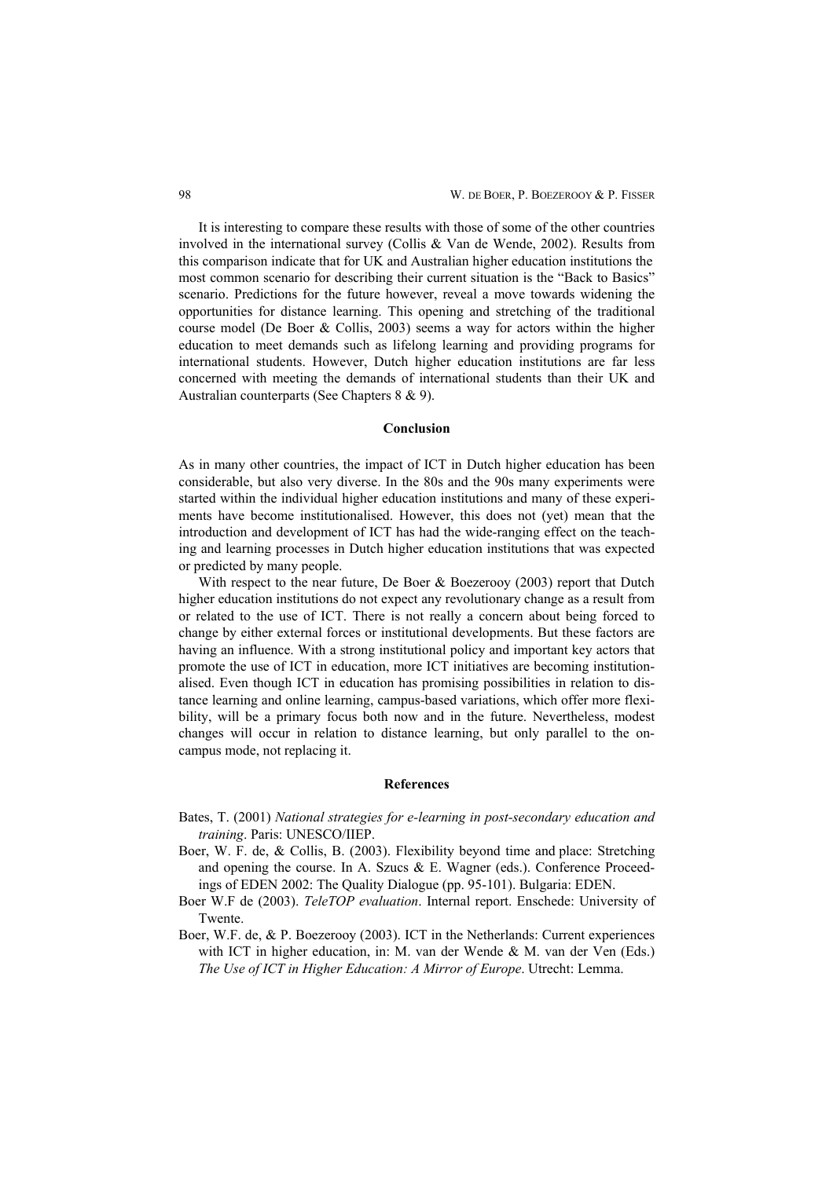It is interesting to compare these results with those of some of the other countries involved in the international survey (Collis & Van de Wende, 2002). Results from this comparison indicate that for UK and Australian higher education institutions the most common scenario for describing their current situation is the "Back to Basics" scenario. Predictions for the future however, reveal a move towards widening the opportunities for distance learning. This opening and stretching of the traditional course model (De Boer & Collis, 2003) seems a way for actors within the higher education to meet demands such as lifelong learning and providing programs for international students. However, Dutch higher education institutions are far less concerned with meeting the demands of international students than their UK and Australian counterparts (See Chapters 8 & 9).

## Conclusion

As in many other countries, the impact of ICT in Dutch higher education has been considerable, but also very diverse. In the 80s and the 90s many experiments were started within the individual higher education institutions and many of these experiments have become institutionalised. However, this does not (yet) mean that the introduction and development of ICT has had the wide-ranging effect on the teaching and learning processes in Dutch higher education institutions that was expected or predicted by many people.

With respect to the near future, De Boer & Boezerooy (2003) report that Dutch higher education institutions do not expect any revolutionary change as a result from or related to the use of ICT. There is not really a concern about being forced to change by either external forces or institutional developments. But these factors are having an influence. With a strong institutional policy and important key actors that promote the use of ICT in education, more ICT initiatives are becoming institutionalised. Even though ICT in education has promising possibilities in relation to distance learning and online learning, campus-based variations, which offer more flexibility, will be a primary focus both now and in the future. Nevertheless, modest changes will occur in relation to distance learning, but only parallel to the on-campus mode, not replacing it.

## References

Bates, T. (2001) *National strategies for e-learning in post-secondary education and training*. Paris: UNESCO/IIEP.

Boer, W. F. de, & Collis, B. (2003). Flexibility beyond time and place: Stretching and opening the course. In A. Szucs & E. Wagner (eds.). Conference Proceedings of EDEN 2002: The Quality Dialogue (pp. 95-101). Bulgaria: EDEN.

Boer W.F de (2003). *TeleTOP evaluation*. Internal report. Enschede: University of Twente.

Boer, W.F. de, & P. Boezerooy (2003). ICT in the Netherlands: Current experiences with ICT in higher education, in: M. van der Wende & M. van der Ven (Eds.) *The Use of ICT in Higher Education: A Mirror of Europe*. Utrecht: Lemma.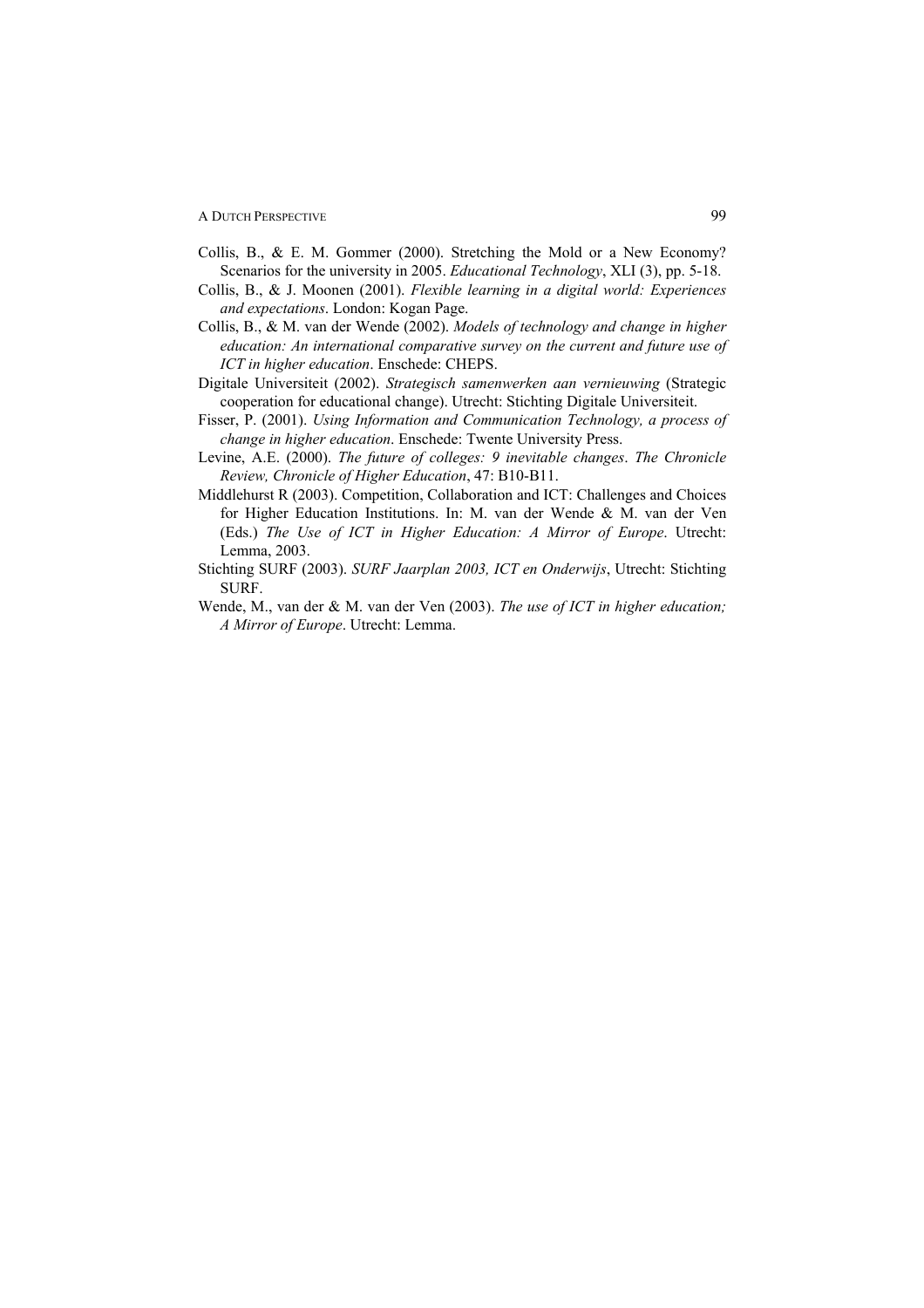Collis, B., & E. M. Gommer (2000). Stretching the Mold or a New Economy? Scenarios for the university in 2005. *Educational Technology*, XLI (3), pp. 5-18.

Collis, B., & J. Moonen (2001). *Flexible learning in a digital world: Experiences and expectations*. London: Kogan Page.

Collis, B., & M. van der Wende (2002). *Models of technology and change in higher education: An international comparative survey on the current and future use of ICT in higher education*. Enschede: CHEPS.

Digitale Universiteit (2002). *Strategisch samenwerken aan vernieuwing* (Strategic cooperation for educational change). Utrecht: Stichting Digitale Universiteit.

Fisser, P. (2001). *Using Information and Communication Technology, a process of change in higher education*. Enschede: Twente University Press.

Levine, A.E. (2000). *The future of colleges: 9 inevitable changes*. *The Chronicle Review, Chronicle of Higher Education*, 47: B10-B11.

Middlehurst R (2003). Competition, Collaboration and ICT: Challenges and Choices for Higher Education Institutions. In: M. van der Wende & M. van der Ven (Eds.) *The Use of ICT in Higher Education: A Mirror of Europe*. Utrecht: Lemma, 2003.

Stichting SURF (2003). *SURF Jaarplan 2003, ICT en Onderwijs*, Utrecht: Stichting SURF.

Wende, M., van der & M. van der Ven (2003). *The use of ICT in higher education; A Mirror of Europe*. Utrecht: Lemma.